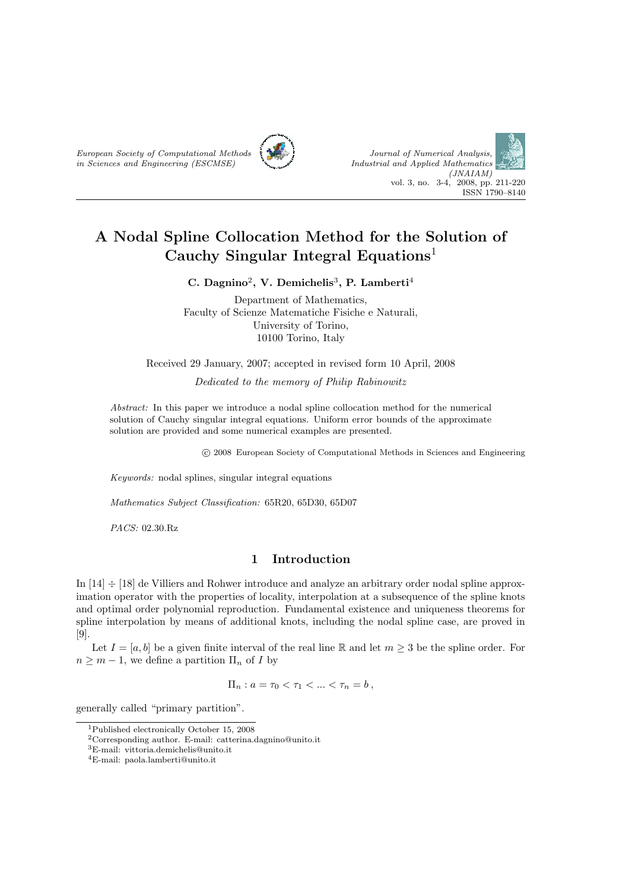# A Nodal Spline Collocation Method for the Solution of Cauchy Singular Integral Equations[1]

**C. Dagnino[2], V. Demichelis[3], P. Lamberti[4]**

Department of Mathematics,
Faculty of Scienze Matematiche Fisiche e Naturali,
University of Torino,
10100 Torino, Italy

Received 29 January, 2007; accepted in revised form 10 April, 2008

*Dedicated to the memory of Philip Rabinowitz*

*Abstract:* In this paper we introduce a nodal spline collocation method for the numerical solution of Cauchy singular integral equations. Uniform error bounds of the approximate solution are provided and some numerical examples are presented.

© 2008 European Society of Computational Methods in Sciences and Engineering

*Keywords:* nodal splines, singular integral equations

*Mathematics Subject Classification:* 65R20, 65D30, 65D07

*PACS:* 02.30.Rz

## 1 Introduction

In [14] ÷ [18] de Villiers and Rohwer introduce and analyze an arbitrary order nodal spline approximation operator with the properties of locality, interpolation at a subsequence of the spline knots and optimal order polynomial reproduction. Fundamental existence and uniqueness theorems for spline interpolation by means of additional knots, including the nodal spline case, are proved in [9].

Let $I = [a, b]$ be a given finite interval of the real line $\mathbb{R}$ and let $m \geq 3$ be the spline order. For $n \geq m - 1$, we define a partition $\Pi_n$ of $I$ by

$$\Pi_n : a = \tau_0 < \tau_1 < ... < \tau_n = b\,,$$

generally called "primary partition".

[1] Published electronically October 15, 2008

[2] Corresponding author. E-mail: catterina.dagnino@unito.it

[3] E-mail: vittoria.demichelis@unito.it

[4] E-mail: paola.lamberti@unito.it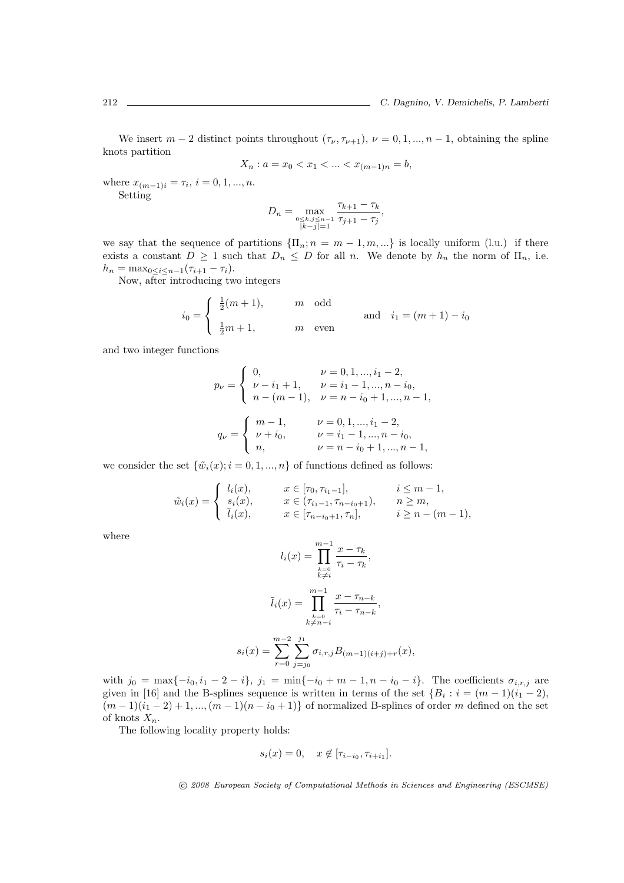We insert $m-2$ distinct points throughout $(\tau_\nu, \tau_{\nu+1})$, $\nu = 0, 1, ..., n-1$, obtaining the spline knots partition

$$X_n : a = x_0 < x_1 < ... < x_{(m-1)n} = b,$$

where $x_{(m-1)i} = \tau_i$, $i = 0, 1, ..., n$.

Setting

$$D_n = \max_{\substack{0 \le k,j \le n-1 \\ |k-j|=1}} \frac{\tau_{k+1} - \tau_k}{\tau_{j+1} - \tau_j},$$

we say that the sequence of partitions $\{\Pi_n; n = m-1, m, ...\}$ is locally uniform (l.u.) if there exists a constant $D \ge 1$ such that $D_n \le D$ for all $n$. We denote by $h_n$ the norm of $\Pi_n$, i.e. $h_n = \max_{0 \le i \le n-1} (\tau_{i+1} - \tau_i)$.

Now, after introducing two integers

$$i_0 = \begin{cases} \frac{1}{2}(m+1), & m \quad \text{odd} \\ \frac{1}{2}m + 1, & m \quad \text{even} \end{cases} \qquad \text{and} \quad i_1 = (m+1) - i_0$$

and two integer functions

$$p_\nu = \begin{cases} 0, & \nu = 0, 1, ..., i_1 - 2, \\ \nu - i_1 + 1, & \nu = i_1 - 1, ..., n - i_0, \\ n - (m-1), & \nu = n - i_0 + 1, ..., n-1, \end{cases}$$

$$q_\nu = \begin{cases} m-1, & \nu = 0, 1, ..., i_1 - 2, \\ \nu + i_0, & \nu = i_1 - 1, ..., n - i_0, \\ n, & \nu = n - i_0 + 1, ..., n-1, \end{cases}$$

we consider the set $\{\tilde{w}_i(x); i = 0, 1, ..., n\}$ of functions defined as follows:

$$\tilde{w}_i(x) = \begin{cases} l_i(x), & x \in [\tau_0, \tau_{i_1-1}], & i \le m-1, \\ s_i(x), & x \in (\tau_{i_1-1}, \tau_{n-i_0+1}), & n \ge m, \\ \bar{l}_i(x), & x \in [\tau_{n-i_0+1}, \tau_n], & i \ge n-(m-1), \end{cases}$$

where

$$l_i(x) = \prod_{\substack{k=0 \\ k \ne i}}^{m-1} \frac{x - \tau_k}{\tau_i - \tau_k},$$

$$\bar{l}_i(x) = \prod_{\substack{k=0 \\ k \ne n-i}}^{m-1} \frac{x - \tau_{n-k}}{\tau_i - \tau_{n-k}},$$

$$s_i(x) = \sum_{r=0}^{m-2} \sum_{j=j_0}^{j_1} \sigma_{i,r,j} B_{(m-1)(i+j)+r}(x),$$

with $j_0 = \max\{-i_0, i_1 - 2 - i\}$, $j_1 = \min\{-i_0 + m - 1, n - i_0 - i\}$. The coefficients $\sigma_{i,r,j}$ are given in [16] and the B-splines sequence is written in terms of the set $\{B_i : i = (m-1)(i_1-2), (m-1)(i_1-2)+1, ..., (m-1)(n-i_0+1)\}$ of normalized B-splines of order $m$ defined on the set of knots $X_n$.

The following locality property holds:

$$s_i(x) = 0, \quad x \notin [\tau_{i-i_0}, \tau_{i+i_1}].$$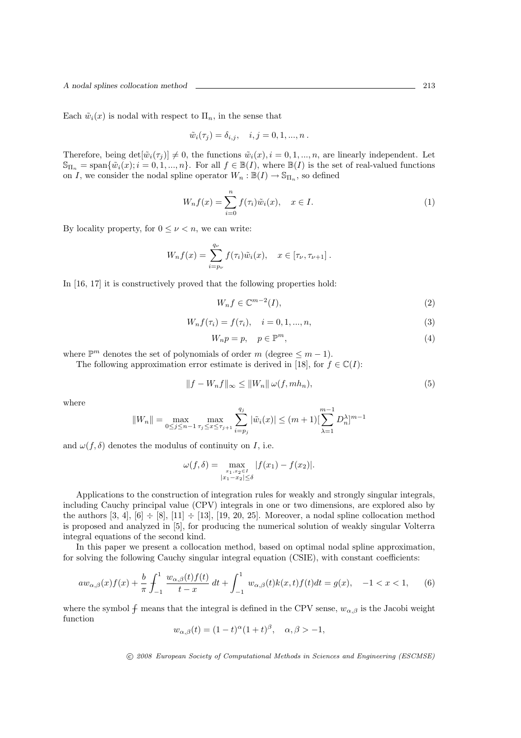Each $\tilde{w}_i(x)$ is nodal with respect to $\Pi_n$, in the sense that

$$\tilde{w}_i(\tau_j) = \delta_{i,j}, \quad i, j = 0, 1, ..., n \,.$$

Therefore, being $\det[\tilde{w}_i(\tau_j)] \neq 0$, the functions $\tilde{w}_i(x), i = 0, 1, ..., n$, are linearly independent. Let $\mathbb{S}_{\Pi_n} = \text{span}\{\tilde{w}_i(x); i = 0, 1, ..., n\}$. For all $f \in \mathbb{B}(I)$, where $\mathbb{B}(I)$ is the set of real-valued functions on $I$, we consider the nodal spline operator $W_n : \mathbb{B}(I) \to \mathbb{S}_{\Pi_n}$, so defined

$$W_n f(x) = \sum_{i=0}^{n} f(\tau_i)\tilde{w}_i(x), \quad x \in I. \tag{1}$$

By locality property, for $0 \leq \nu < n$, we can write:

$$W_n f(x) = \sum_{i=p_\nu}^{q_\nu} f(\tau_i)\tilde{w}_i(x), \quad x \in [\tau_\nu, \tau_{\nu+1}] \,.$$

In [16, 17] it is constructively proved that the following properties hold:

$$W_n f \in \mathbb{C}^{m-2}(I), \tag{2}$$

$$W_n f(\tau_i) = f(\tau_i), \quad i = 0, 1, ..., n, \tag{3}$$

$$W_n p = p, \quad p \in \mathbb{P}^m, \tag{4}$$

where $\mathbb{P}^m$ denotes the set of polynomials of order $m$ (degree $\leq m-1$).

The following approximation error estimate is derived in [18], for $f \in \mathbb{C}(I)$:

$$\|f - W_n f\|_\infty \leq \|W_n\| \, \omega(f, mh_n), \tag{5}$$

where

$$\|W_n\| = \max_{0 \leq j \leq n-1} \max_{\tau_j \leq x \leq \tau_{j+1}} \sum_{i=p_j}^{q_j} |\tilde{w}_i(x)| \leq (m+1)[\sum_{\lambda=1}^{m-1} D_n^\lambda]^{m-1}$$

and $\omega(f, \delta)$ denotes the modulus of continuity on $I$, i.e.

$$\omega(f, \delta) = \max_{\substack{x_1, x_2 \in I \\ |x_1 - x_2| \leq \delta}} |f(x_1) - f(x_2)|.$$

Applications to the construction of integration rules for weakly and strongly singular integrals, including Cauchy principal value (CPV) integrals in one or two dimensions, are explored also by the authors [3, 4], [6] ÷ [8], [11] ÷ [13], [19, 20, 25]. Moreover, a nodal spline collocation method is proposed and analyzed in [5], for producing the numerical solution of weakly singular Volterra integral equations of the second kind.

In this paper we present a collocation method, based on optimal nodal spline approximation, for solving the following Cauchy singular integral equation (CSIE), with constant coefficients:

$$a w_{\alpha,\beta}(x) f(x) + \frac{b}{\pi} \fint_{-1}^{1} \frac{w_{\alpha,\beta}(t) f(t)}{t - x} \, dt + \int_{-1}^{1} w_{\alpha,\beta}(t) k(x,t) f(t) dt = g(x), \quad -1 < x < 1, \tag{6}$$

where the symbol $\fint$ means that the integral is defined in the CPV sense, $w_{\alpha,\beta}$ is the Jacobi weight function

$$w_{\alpha,\beta}(t) = (1-t)^\alpha (1+t)^\beta, \quad \alpha, \beta > -1,$$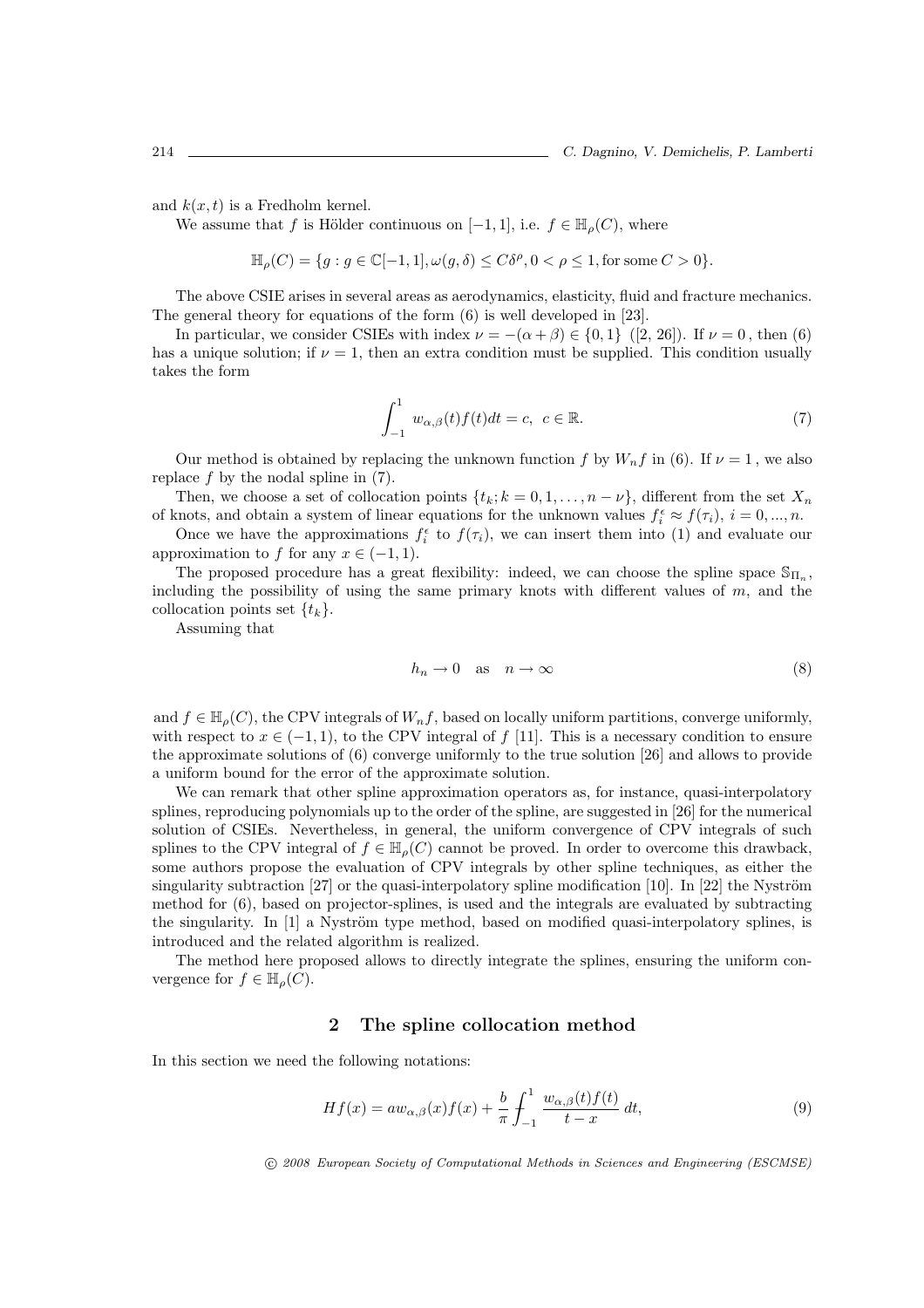and $k(x,t)$ is a Fredholm kernel.

We assume that $f$ is Hölder continuous on $[-1,1]$, i.e. $f \in \mathbb{H}_\rho(C)$, where

$$\mathbb{H}_\rho(C) = \{g : g \in \mathbb{C}[-1,1], \omega(g,\delta) \leq C\delta^\rho, 0 < \rho \leq 1, \text{for some } C > 0\}.$$

The above CSIE arises in several areas as aerodynamics, elasticity, fluid and fracture mechanics. The general theory for equations of the form (6) is well developed in [23].

In particular, we consider CSIEs with index $\nu = -(\alpha+\beta) \in \{0,1\}$ ([2, 26]). If $\nu = 0$, then (6) has a unique solution; if $\nu = 1$, then an extra condition must be supplied. This condition usually takes the form

$$\int_{-1}^{1} w_{\alpha,\beta}(t) f(t) dt = c, \;\; c \in \mathbb{R}. \tag{7}$$

Our method is obtained by replacing the unknown function $f$ by $W_n f$ in (6). If $\nu = 1$, we also replace $f$ by the nodal spline in (7).

Then, we choose a set of collocation points $\{t_k; k = 0, 1, \ldots, n-\nu\}$, different from the set $X_n$ of knots, and obtain a system of linear equations for the unknown values $f_i^\epsilon \approx f(\tau_i)$, $i = 0, ..., n$.

Once we have the approximations $f_i^\epsilon$ to $f(\tau_i)$, we can insert them into (1) and evaluate our approximation to $f$ for any $x \in (-1,1)$.

The proposed procedure has a great flexibility: indeed, we can choose the spline space $\mathbb{S}_{\Pi_n}$, including the possibility of using the same primary knots with different values of $m$, and the collocation points set $\{t_k\}$.

Assuming that

$$h_n \to 0 \quad \text{as} \quad n \to \infty \tag{8}$$

and $f \in \mathbb{H}_\rho(C)$, the CPV integrals of $W_n f$, based on locally uniform partitions, converge uniformly, with respect to $x \in (-1,1)$, to the CPV integral of $f$ [11]. This is a necessary condition to ensure the approximate solutions of (6) converge uniformly to the true solution [26] and allows to provide a uniform bound for the error of the approximate solution.

We can remark that other spline approximation operators as, for instance, quasi-interpolatory splines, reproducing polynomials up to the order of the spline, are suggested in [26] for the numerical solution of CSIEs. Nevertheless, in general, the uniform convergence of CPV integrals of such splines to the CPV integral of $f \in \mathbb{H}_\rho(C)$ cannot be proved. In order to overcome this drawback, some authors propose the evaluation of CPV integrals by other spline techniques, as either the singularity subtraction [27] or the quasi-interpolatory spline modification [10]. In [22] the Nyström method for (6), based on projector-splines, is used and the integrals are evaluated by subtracting the singularity. In [1] a Nyström type method, based on modified quasi-interpolatory splines, is introduced and the related algorithm is realized.

The method here proposed allows to directly integrate the splines, ensuring the uniform convergence for $f \in \mathbb{H}_\rho(C)$.

## 2 The spline collocation method

In this section we need the following notations:

$$Hf(x) = a w_{\alpha,\beta}(x) f(x) + \frac{b}{\pi} \fint_{-1}^{1} \frac{w_{\alpha,\beta}(t) f(t)}{t-x}\, dt, \tag{9}$$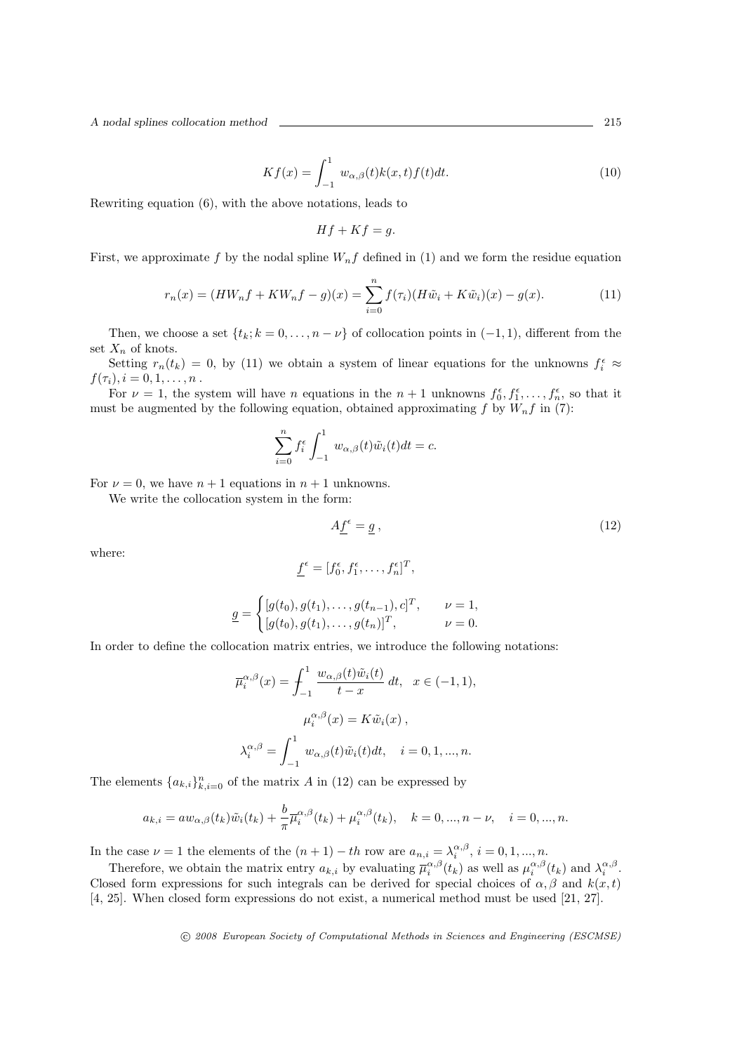$$Kf(x) = \int_{-1}^{1} w_{\alpha,\beta}(t) k(x,t) f(t) dt. \tag{10}$$

Rewriting equation (6), with the above notations, leads to

$$Hf + Kf = g.$$

First, we approximate $f$ by the nodal spline $W_n f$ defined in (1) and we form the residue equation

$$r_n(x) = (HW_n f + KW_n f - g)(x) = \sum_{i=0}^{n} f(\tau_i)(H\tilde{w}_i + K\tilde{w}_i)(x) - g(x). \tag{11}$$

Then, we choose a set $\{t_k; k = 0, \ldots, n - \nu\}$ of collocation points in $(-1, 1)$, different from the set $X_n$ of knots.

Setting $r_n(t_k) = 0$, by (11) we obtain a system of linear equations for the unknowns $f_i^\epsilon \approx f(\tau_i), i = 0, 1, \ldots, n$ .

For $\nu = 1$, the system will have $n$ equations in the $n + 1$ unknowns $f_0^\epsilon, f_1^\epsilon, \ldots, f_n^\epsilon$, so that it must be augmented by the following equation, obtained approximating $f$ by $W_n f$ in (7):

$$\sum_{i=0}^{n} f_i^\epsilon \int_{-1}^{1} w_{\alpha,\beta}(t)\tilde{w}_i(t)dt = c.$$

For $\nu = 0$, we have $n + 1$ equations in $n + 1$ unknowns.

We write the collocation system in the form:

$$A\underline{f}^\epsilon = \underline{g}\,, \tag{12}$$

where:

$$\underline{f}^\epsilon = [f_0^\epsilon, f_1^\epsilon, \ldots, f_n^\epsilon]^T,$$

$$\underline{g} = \begin{cases} [g(t_0), g(t_1), \ldots, g(t_{n-1}), c]^T, & \nu = 1, \\ [g(t_0), g(t_1), \ldots, g(t_n)]^T, & \nu = 0. \end{cases}$$

In order to define the collocation matrix entries, we introduce the following notations:

$$\overline{\mu}_i^{\alpha,\beta}(x) = \int_{-1}^{1} \frac{w_{\alpha,\beta}(t)\tilde{w}_i(t)}{t - x}\, dt, \quad x \in (-1, 1),$$

$$\mu_i^{\alpha,\beta}(x) = K\tilde{w}_i(x)\,,$$

$$\lambda_i^{\alpha,\beta} = \int_{-1}^{1} w_{\alpha,\beta}(t)\tilde{w}_i(t)dt, \quad i = 0, 1, ..., n.$$

The elements $\{a_{k,i}\}_{k,i=0}^{n}$ of the matrix $A$ in (12) can be expressed by

$$a_{k,i} = a w_{\alpha,\beta}(t_k)\tilde{w}_i(t_k) + \frac{b}{\pi}\overline{\mu}_i^{\alpha,\beta}(t_k) + \mu_i^{\alpha,\beta}(t_k), \quad k = 0, ..., n - \nu, \quad i = 0, ..., n.$$

In the case $\nu = 1$ the elements of the $(n + 1) - th$ row are $a_{n,i} = \lambda_i^{\alpha,\beta}$, $i = 0, 1, ..., n$.

Therefore, we obtain the matrix entry $a_{k,i}$ by evaluating $\overline{\mu}_i^{\alpha,\beta}(t_k)$ as well as $\mu_i^{\alpha,\beta}(t_k)$ and $\lambda_i^{\alpha,\beta}$. Closed form expressions for such integrals can be derived for special choices of $\alpha, \beta$ and $k(x, t)$ [4, 25]. When closed form expressions do not exist, a numerical method must be used [21, 27].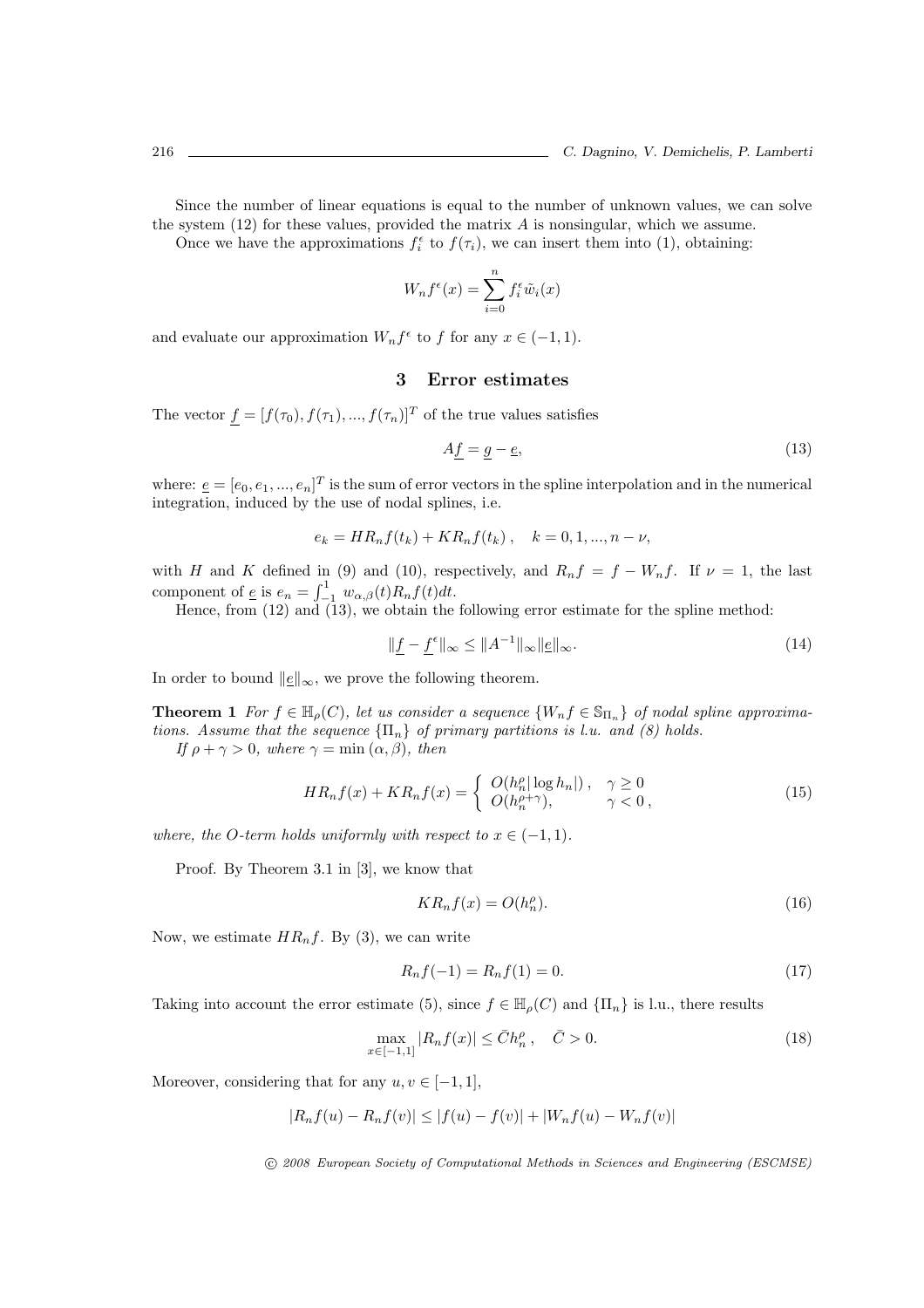Since the number of linear equations is equal to the number of unknown values, we can solve the system (12) for these values, provided the matrix $A$ is nonsingular, which we assume.

Once we have the approximations $f_i^\epsilon$ to $f(\tau_i)$, we can insert them into (1), obtaining:

$$W_n f^\epsilon(x) = \sum_{i=0}^{n} f_i^\epsilon \tilde{w}_i(x)$$

and evaluate our approximation $W_n f^\epsilon$ to $f$ for any $x \in (-1, 1)$.

## 3 Error estimates

The vector $\underline{f} = [f(\tau_0), f(\tau_1), ..., f(\tau_n)]^T$ of the true values satisfies

$$A\underline{f} = \underline{g} - \underline{e}, \tag{13}$$

where: $\underline{e} = [e_0, e_1, ..., e_n]^T$ is the sum of error vectors in the spline interpolation and in the numerical integration, induced by the use of nodal splines, i.e.

$$e_k = HR_n f(t_k) + KR_n f(t_k)\,, \quad k = 0, 1, ..., n - \nu,$$

with $H$ and $K$ defined in (9) and (10), respectively, and $R_n f = f - W_n f$. If $\nu = 1$, the last component of $\underline{e}$ is $e_n = \int_{-1}^{1} w_{\alpha,\beta}(t) R_n f(t) dt$.

Hence, from (12) and (13), we obtain the following error estimate for the spline method:

$$\|\underline{f} - \underline{f}^\epsilon\|_\infty \leq \|A^{-1}\|_\infty \|\underline{e}\|_\infty. \tag{14}$$

In order to bound $\|\underline{e}\|_\infty$, we prove the following theorem.

**Theorem 1** *For $f \in \mathbb{H}_\rho(C)$, let us consider a sequence $\{W_n f \in \mathbb{S}_{\Pi_n}\}$ of nodal spline approximations. Assume that the sequence $\{\Pi_n\}$ of primary partitions is l.u. and (8) holds.*

*If $\rho + \gamma > 0$, where $\gamma = \min(\alpha, \beta)$, then*

$$HR_n f(x) + KR_n f(x) = \begin{cases} O(h_n^\rho |\log h_n|)\,, & \gamma \geq 0 \\ O(h_n^{\rho+\gamma}), & \gamma < 0\,, \end{cases} \tag{15}$$

*where, the O-term holds uniformly with respect to $x \in (-1, 1)$.*

Proof. By Theorem 3.1 in [3], we know that

$$KR_n f(x) = O(h_n^\rho). \tag{16}$$

Now, we estimate $HR_n f$. By (3), we can write

$$R_n f(-1) = R_n f(1) = 0. \tag{17}$$

Taking into account the error estimate (5), since $f \in \mathbb{H}_\rho(C)$ and $\{\Pi_n\}$ is l.u., there results

$$\max_{x \in [-1,1]} |R_n f(x)| \leq \bar{C} h_n^\rho\,, \quad \bar{C} > 0. \tag{18}$$

Moreover, considering that for any $u, v \in [-1, 1]$,

$$|R_n f(u) - R_n f(v)| \leq |f(u) - f(v)| + |W_n f(u) - W_n f(v)|$$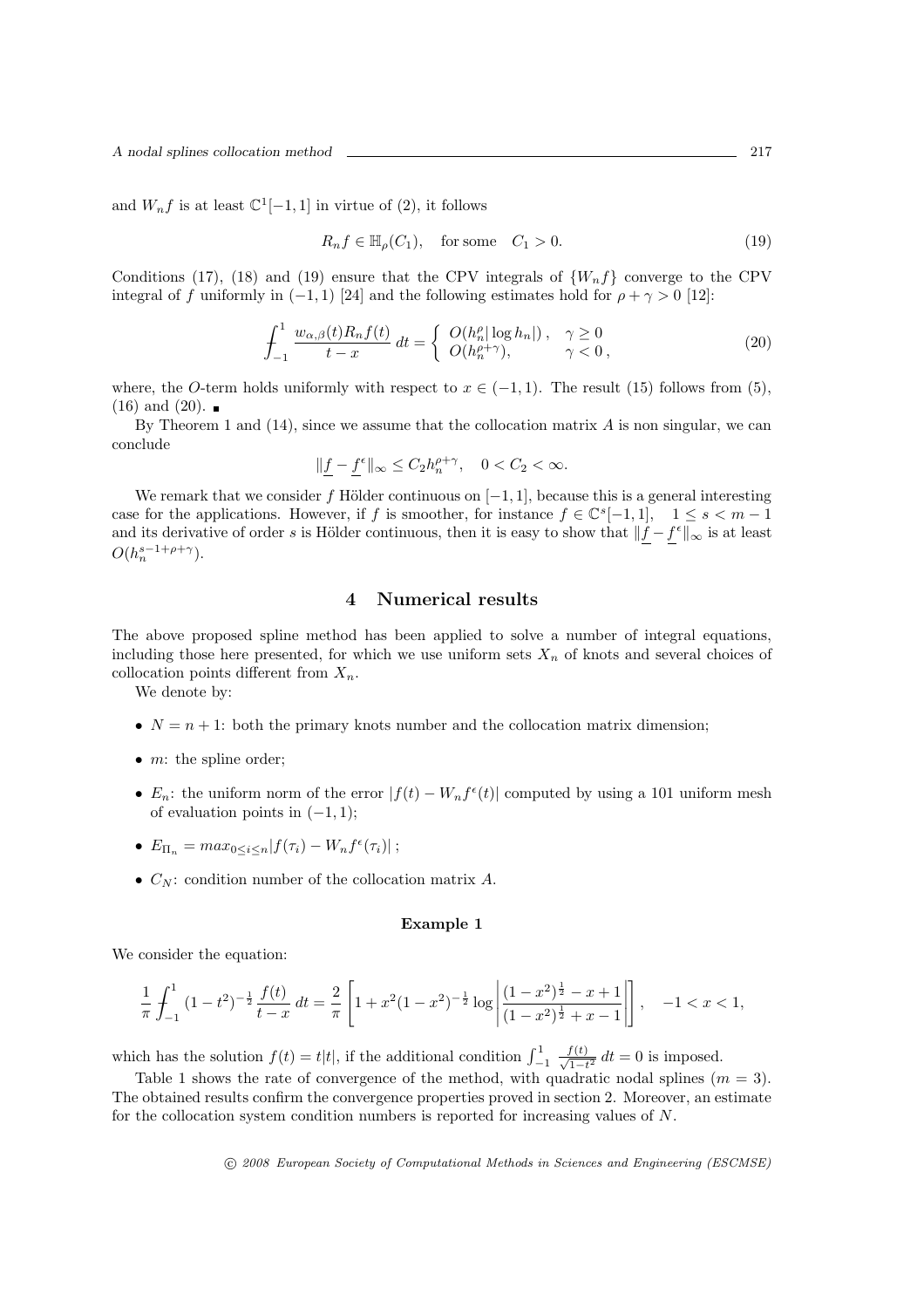and $W_n f$ is at least $\mathbb{C}^1[-1,1]$ in virtue of (2), it follows

$$R_n f \in \mathbb{H}_\rho(C_1), \quad \text{for some} \quad C_1 > 0. \tag{19}$$

Conditions (17), (18) and (19) ensure that the CPV integrals of $\{W_n f\}$ converge to the CPV integral of $f$ uniformly in $(-1,1)$ [24] and the following estimates hold for $\rho + \gamma > 0$ [12]:

$$\fint_{-1}^{1} \frac{w_{\alpha,\beta}(t) R_n f(t)}{t-x}\, dt = \begin{cases} O(h_n^\rho |\log h_n|)\,, & \gamma \geq 0 \\ O(h_n^{\rho+\gamma}), & \gamma < 0\,, \end{cases} \tag{20}$$

where, the $O$-term holds uniformly with respect to $x \in (-1,1)$. The result (15) follows from (5), (16) and (20). ∎

By Theorem 1 and (14), since we assume that the collocation matrix $A$ is non singular, we can conclude

$$\|\underline{f} - \underline{f}^\epsilon\|_\infty \leq C_2 h_n^{\rho+\gamma}, \quad 0 < C_2 < \infty.$$

We remark that we consider $f$ Hölder continuous on $[-1,1]$, because this is a general interesting case for the applications. However, if $f$ is smoother, for instance $f \in \mathbb{C}^s[-1,1]$, $\quad 1 \leq s < m-1$ and its derivative of order $s$ is Hölder continuous, then it is easy to show that $\|\underline{f} - \underline{f}^\epsilon\|_\infty$ is at least $O(h_n^{s-1+\rho+\gamma})$.

## 4 Numerical results

The above proposed spline method has been applied to solve a number of integral equations, including those here presented, for which we use uniform sets $X_n$ of knots and several choices of collocation points different from $X_n$.

We denote by:

- $N = n+1$: both the primary knots number and the collocation matrix dimension;
- $m$: the spline order;
- $E_n$: the uniform norm of the error $|f(t) - W_n f^\epsilon(t)|$ computed by using a 101 uniform mesh of evaluation points in $(-1,1)$;
- $E_{\Pi_n} = max_{0 \leq i \leq n} |f(\tau_i) - W_n f^\epsilon(\tau_i)|$ ;
- $C_N$: condition number of the collocation matrix $A$.

### Example 1

We consider the equation:

$$\frac{1}{\pi} \fint_{-1}^{1} (1-t^2)^{-\frac{1}{2}} \frac{f(t)}{t-x}\, dt = \frac{2}{\pi} \left[ 1 + x^2 (1-x^2)^{-\frac{1}{2}} \log \left| \frac{(1-x^2)^{\frac{1}{2}} - x + 1}{(1-x^2)^{\frac{1}{2}} + x - 1} \right| \right], \quad -1 < x < 1,$$

which has the solution $f(t) = t|t|$, if the additional condition $\int_{-1}^{1} \frac{f(t)}{\sqrt{1-t^2}}\, dt = 0$ is imposed.

Table 1 shows the rate of convergence of the method, with quadratic nodal splines ($m = 3$). The obtained results confirm the convergence properties proved in section 2. Moreover, an estimate for the collocation system condition numbers is reported for increasing values of $N$.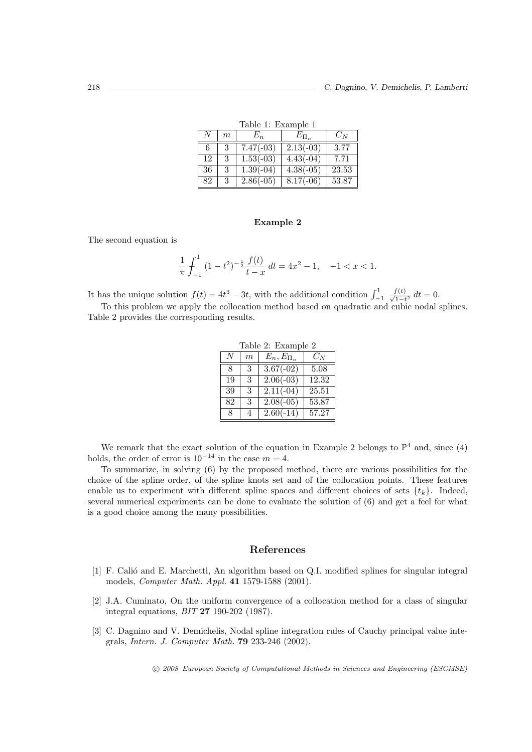Table 1: Example 1

| $N$ | $m$ | $E_n$ | $E_{\Pi_n}$ | $C_N$ |
|---|---|---|---|---|
| 6 | 3 | 7.47(-03) | 2.13(-03) | 3.77 |
| 12 | 3 | 1.53(-03) | 4.43(-04) | 7.71 |
| 36 | 3 | 1.39(-04) | 4.38(-05) | 23.53 |
| 82 | 3 | 2.86(-05) | 8.17(-06) | 53.87 |

**Example 2**

The second equation is

$$\frac{1}{\pi} \int_{-1}^{1} (1-t^2)^{-\frac{1}{2}} \frac{f(t)}{t-x} \, dt = 4x^2 - 1, \quad -1 < x < 1.$$

It has the unique solution $f(t) = 4t^3 - 3t$, with the additional condition $\int_{-1}^{1} \frac{f(t)}{\sqrt{1-t^2}} \, dt = 0$.

To this problem we apply the collocation method based on quadratic and cubic nodal splines. Table 2 provides the corresponding results.

Table 2: Example 2

| $N$ | $m$ | $E_n, E_{\Pi_n}$ | $C_N$ |
|---|---|---|---|
| 8 | 3 | 3.67(-02) | 5.08 |
| 19 | 3 | 2.06(-03) | 12.32 |
| 39 | 3 | 2.11(-04) | 25.51 |
| 82 | 3 | 2.08(-05) | 53.87 |
| 8 | 4 | 2.60(-14) | 57.27 |

We remark that the exact solution of the equation in Example 2 belongs to $\mathbb{P}^4$ and, since (4) holds, the order of error is $10^{-14}$ in the case $m = 4$.

To summarize, in solving (6) by the proposed method, there are various possibilities for the choice of the spline order, of the spline knots set and of the collocation points. These features enable us to experiment with different spline spaces and different choices of sets $\{t_k\}$. Indeed, several numerical experiments can be done to evaluate the solution of (6) and get a feel for what is a good choice among the many possibilities.

## References

[1] F. Calió and E. Marchetti, An algorithm based on Q.I. modified splines for singular integral models, *Computer Math. Appl.* **41** 1579-1588 (2001).

[2] J.A. Cuminato, On the uniform convergence of a collocation method for a class of singular integral equations, *BIT* **27** 190-202 (1987).

[3] C. Dagnino and V. Demichelis, Nodal spline integration rules of Cauchy principal value integrals, *Intern. J. Computer Math.* **79** 233-246 (2002).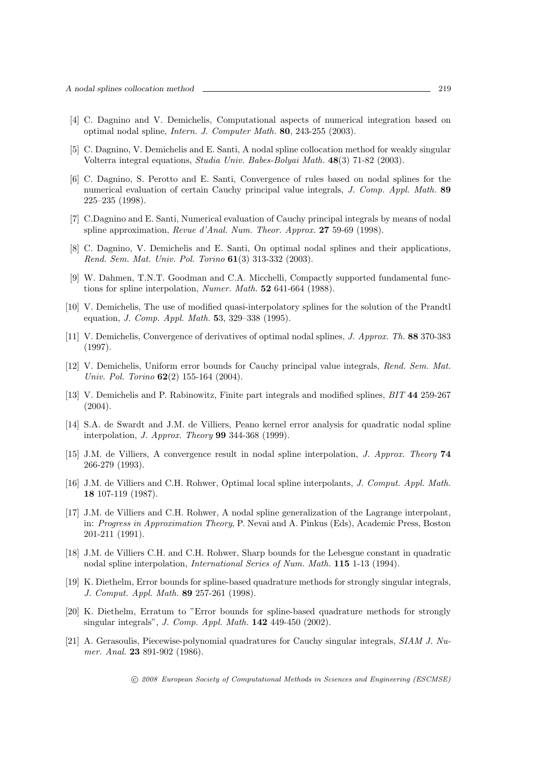[4] C. Dagnino and V. Demichelis, Computational aspects of numerical integration based on optimal nodal spline, *Intern. J. Computer Math.* **80**, 243-255 (2003).

[5] C. Dagnino, V. Demichelis and E. Santi, A nodal spline collocation method for weakly singular Volterra integral equations, *Studia Univ. Babes-Bolyai Math.* **48**(3) 71-82 (2003).

[6] C. Dagnino, S. Perotto and E. Santi, Convergence of rules based on nodal splines for the numerical evaluation of certain Cauchy principal value integrals, *J. Comp. Appl. Math.* **89** 225–235 (1998).

[7] C.Dagnino and E. Santi, Numerical evaluation of Cauchy principal integrals by means of nodal spline approximation, *Revue d'Anal. Num. Theor. Approx.* **27** 59-69 (1998).

[8] C. Dagnino, V. Demichelis and E. Santi, On optimal nodal splines and their applications, *Rend. Sem. Mat. Univ. Pol. Torino* **61**(3) 313-332 (2003).

[9] W. Dahmen, T.N.T. Goodman and C.A. Micchelli, Compactly supported fundamental functions for spline interpolation, *Numer. Math.* **52** 641-664 (1988).

[10] V. Demichelis, The use of modified quasi-interpolatory splines for the solution of the Prandtl equation, *J. Comp. Appl. Math.* **53**, 329–338 (1995).

[11] V. Demichelis, Convergence of derivatives of optimal nodal splines, *J. Approx. Th.* **88** 370-383 (1997).

[12] V. Demichelis, Uniform error bounds for Cauchy principal value integrals, *Rend. Sem. Mat. Univ. Pol. Torino* **62**(2) 155-164 (2004).

[13] V. Demichelis and P. Rabinowitz, Finite part integrals and modified splines, *BIT* **44** 259-267 (2004).

[14] S.A. de Swardt and J.M. de Villiers, Peano kernel error analysis for quadratic nodal spline interpolation, *J. Approx. Theory* **99** 344-368 (1999).

[15] J.M. de Villiers, A convergence result in nodal spline interpolation, *J. Approx. Theory* **74** 266-279 (1993).

[16] J.M. de Villiers and C.H. Rohwer, Optimal local spline interpolants, *J. Comput. Appl. Math.* **18** 107-119 (1987).

[17] J.M. de Villiers and C.H. Rohwer, A nodal spline generalization of the Lagrange interpolant, in: *Progress in Approximation Theory*, P. Nevai and A. Pinkus (Eds), Academic Press, Boston 201-211 (1991).

[18] J.M. de Villiers C.H. and C.H. Rohwer, Sharp bounds for the Lebesgue constant in quadratic nodal spline interpolation, *International Series of Num. Math.* **115** 1-13 (1994).

[19] K. Diethelm, Error bounds for spline-based quadrature methods for strongly singular integrals, *J. Comput. Appl. Math.* **89** 257-261 (1998).

[20] K. Diethelm, Erratum to "Error bounds for spline-based quadrature methods for strongly singular integrals", *J. Comp. Appl. Math.* **142** 449-450 (2002).

[21] A. Gerasoulis, Piecewise-polynomial quadratures for Cauchy singular integrals, *SIAM J. Numer. Anal.* **23** 891-902 (1986).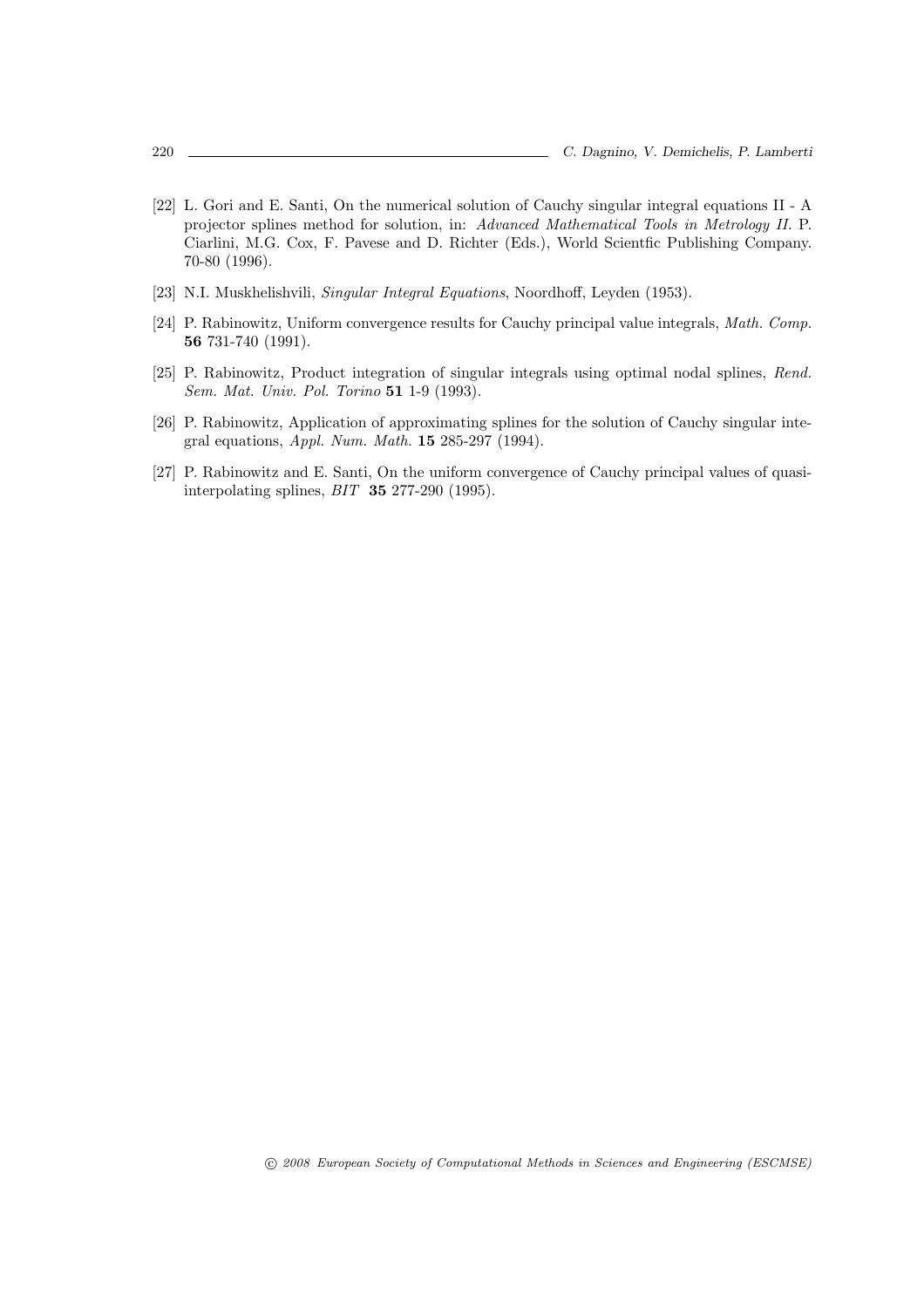[22] L. Gori and E. Santi, On the numerical solution of Cauchy singular integral equations II - A projector splines method for solution, in: *Advanced Mathematical Tools in Metrology II.* P. Ciarlini, M.G. Cox, F. Pavese and D. Richter (Eds.), World Scientfic Publishing Company. 70-80 (1996).

[23] N.I. Muskhelishvili, *Singular Integral Equations*, Noordhoff, Leyden (1953).

[24] P. Rabinowitz, Uniform convergence results for Cauchy principal value integrals, *Math. Comp.* **56** 731-740 (1991).

[25] P. Rabinowitz, Product integration of singular integrals using optimal nodal splines, *Rend. Sem. Mat. Univ. Pol. Torino* **51** 1-9 (1993).

[26] P. Rabinowitz, Application of approximating splines for the solution of Cauchy singular integral equations, *Appl. Num. Math.* **15** 285-297 (1994).

[27] P. Rabinowitz and E. Santi, On the uniform convergence of Cauchy principal values of quasi-interpolating splines, *BIT* **35** 277-290 (1995).

© *2008 European Society of Computational Methods in Sciences and Engineering (ESCMSE)*